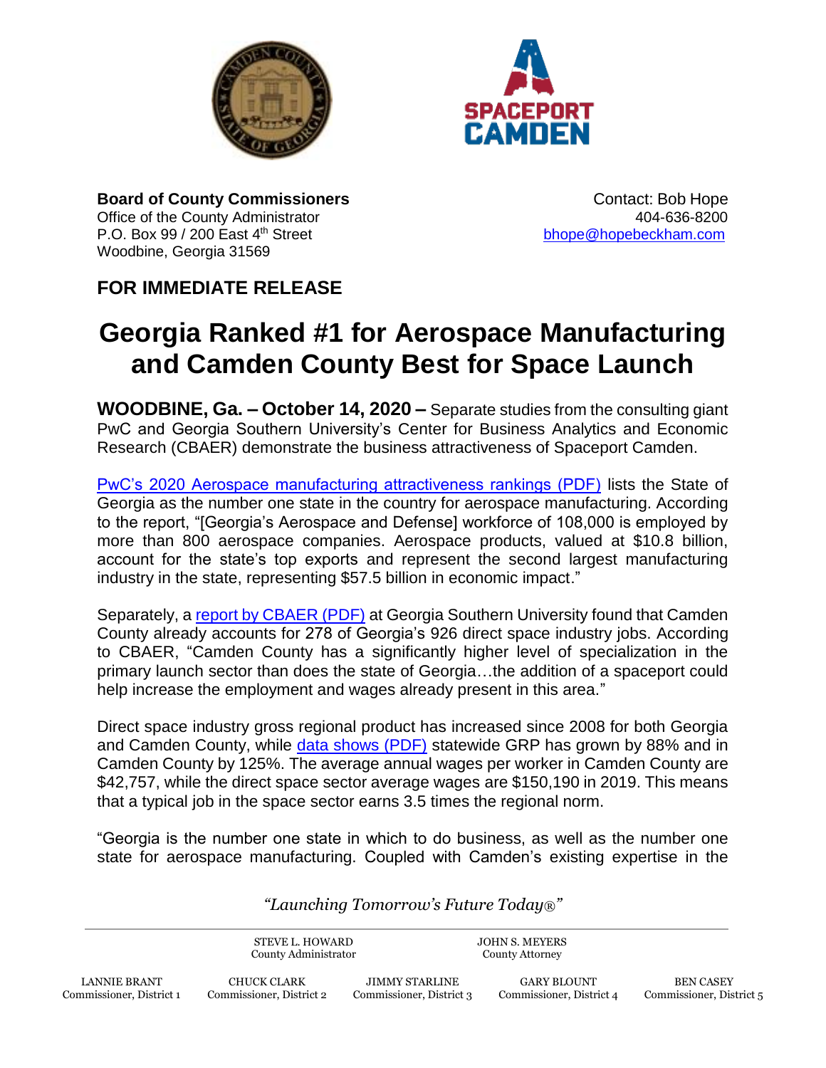**Board of County Commissioners**
Office of the County Administrator
P.O. Box 99 / 200 East 4th Street
Woodbine, Georgia 31569

Contact: Bob Hope
404-636-8200
bhope@hopebeckham.com

## FOR IMMEDIATE RELEASE

# Georgia Ranked #1 for Aerospace Manufacturing and Camden County Best for Space Launch

**WOODBINE, Ga. – October 14, 2020 –** Separate studies from the consulting giant PwC and Georgia Southern University's Center for Business Analytics and Economic Research (CBAER) demonstrate the business attractiveness of Spaceport Camden.

PwC's 2020 Aerospace manufacturing attractiveness rankings (PDF) lists the State of Georgia as the number one state in the country for aerospace manufacturing. According to the report, "[Georgia's Aerospace and Defense] workforce of 108,000 is employed by more than 800 aerospace companies. Aerospace products, valued at $10.8 billion, account for the state's top exports and represent the second largest manufacturing industry in the state, representing $57.5 billion in economic impact."

Separately, a report by CBAER (PDF) at Georgia Southern University found that Camden County already accounts for 278 of Georgia's 926 direct space industry jobs. According to CBAER, "Camden County has a significantly higher level of specialization in the primary launch sector than does the state of Georgia…the addition of a spaceport could help increase the employment and wages already present in this area."

Direct space industry gross regional product has increased since 2008 for both Georgia and Camden County, while data shows (PDF) statewide GRP has grown by 88% and in Camden County by 125%. The average annual wages per worker in Camden County are $42,757, while the direct space sector average wages are $150,190 in 2019. This means that a typical job in the space sector earns 3.5 times the regional norm.

"Georgia is the number one state in which to do business, as well as the number one state for aerospace manufacturing. Coupled with Camden's existing expertise in the

*"Launching Tomorrow's Future Today®"*

STEVE L. HOWARD, County Administrator
JOHN S. MEYERS, County Attorney

LANNIE BRANT, Commissioner, District 1
CHUCK CLARK, Commissioner, District 2
JIMMY STARLINE, Commissioner, District 3
GARY BLOUNT, Commissioner, District 4
BEN CASEY, Commissioner, District 5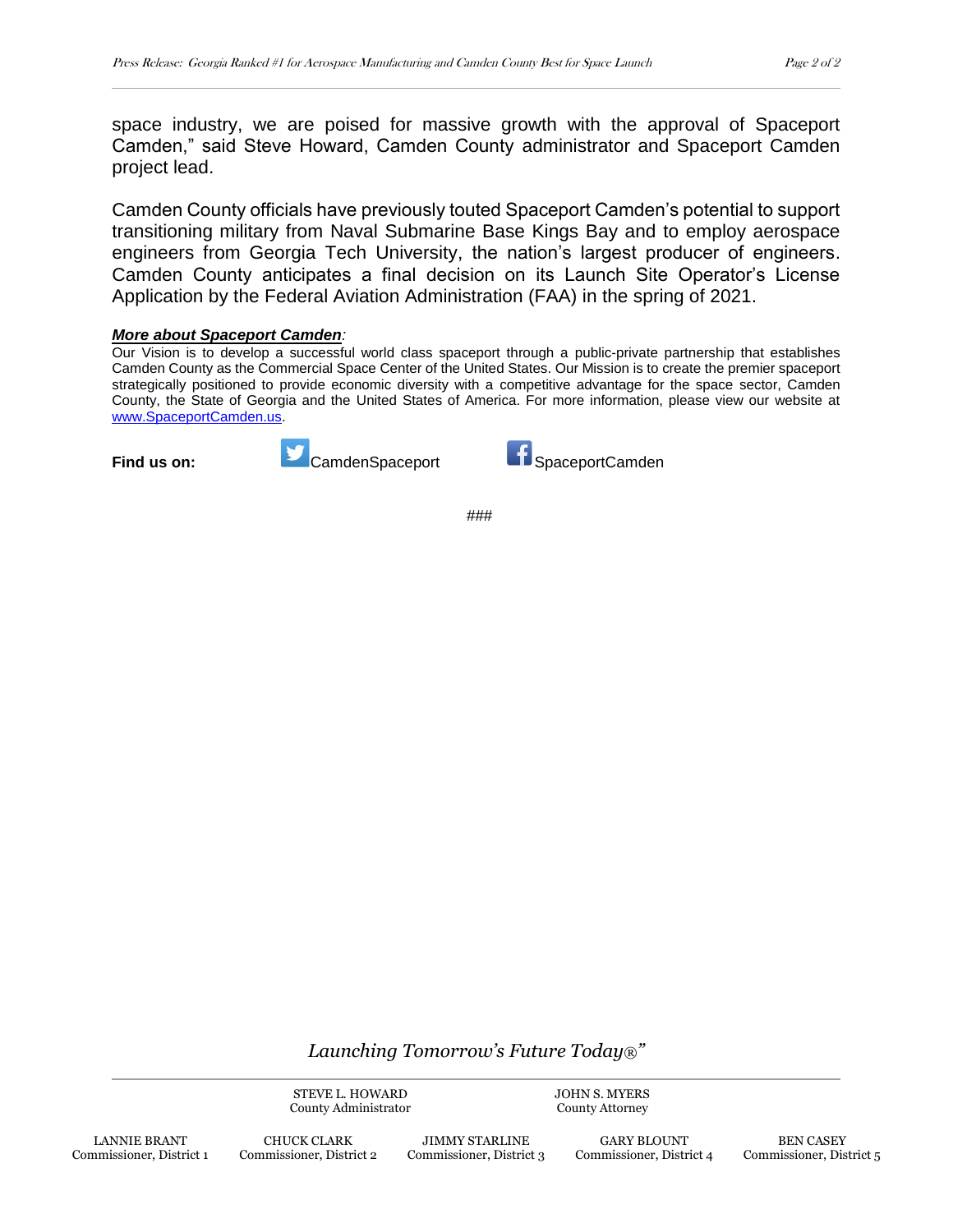space industry, we are poised for massive growth with the approval of Spaceport Camden," said Steve Howard, Camden County administrator and Spaceport Camden project lead.

Camden County officials have previously touted Spaceport Camden's potential to support transitioning military from Naval Submarine Base Kings Bay and to employ aerospace engineers from Georgia Tech University, the nation's largest producer of engineers. Camden County anticipates a final decision on its Launch Site Operator's License Application by the Federal Aviation Administration (FAA) in the spring of 2021.

***More about Spaceport Camden****:*

Our Vision is to develop a successful world class spaceport through a public-private partnership that establishes Camden County as the Commercial Space Center of the United States. Our Mission is to create the premier spaceport strategically positioned to provide economic diversity with a competitive advantage for the space sector, Camden County, the State of Georgia and the United States of America. For more information, please view our website at www.SpaceportCamden.us.

**Find us on:** CamdenSpaceport SpaceportCamden

###

*Launching Tomorrow's Future Today®"*

STEVE L. HOWARD
County Administrator

JOHN S. MYERS
County Attorney

LANNIE BRANT
Commissioner, District 1

CHUCK CLARK
Commissioner, District 2

JIMMY STARLINE
Commissioner, District 3

GARY BLOUNT
Commissioner, District 4

BEN CASEY
Commissioner, District 5